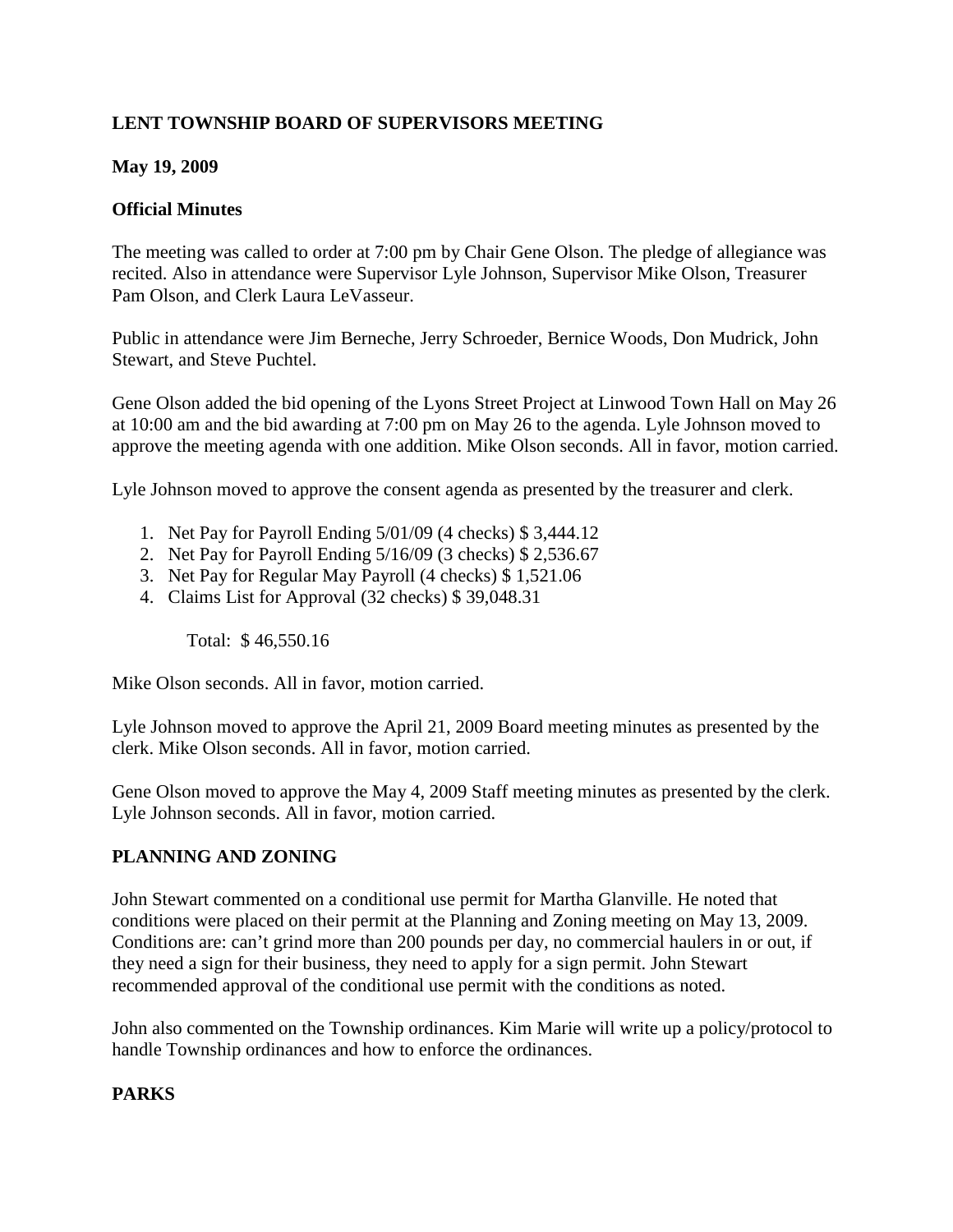**LENT TOWNSHIP BOARD OF SUPERVISORS MEETING**

**May 19, 2009**

**Official Minutes**

The meeting was called to order at 7:00 pm by Chair Gene Olson. The pledge of allegiance was recited. Also in attendance were Supervisor Lyle Johnson, Supervisor Mike Olson, Treasurer Pam Olson, and Clerk Laura LeVasseur.

Public in attendance were Jim Berneche, Jerry Schroeder, Bernice Woods, Don Mudrick, John Stewart, and Steve Puchtel.

Gene Olson added the bid opening of the Lyons Street Project at Linwood Town Hall on May 26 at 10:00 am and the bid awarding at 7:00 pm on May 26 to the agenda. Lyle Johnson moved to approve the meeting agenda with one addition. Mike Olson seconds. All in favor, motion carried.

Lyle Johnson moved to approve the consent agenda as presented by the treasurer and clerk.

1. Net Pay for Payroll Ending 5/01/09 (4 checks) $ 3,444.12
2. Net Pay for Payroll Ending 5/16/09 (3 checks) $ 2,536.67
3. Net Pay for Regular May Payroll (4 checks) $ 1,521.06
4. Claims List for Approval (32 checks) $ 39,048.31

Total: $ 46,550.16

Mike Olson seconds. All in favor, motion carried.

Lyle Johnson moved to approve the April 21, 2009 Board meeting minutes as presented by the clerk. Mike Olson seconds. All in favor, motion carried.

Gene Olson moved to approve the May 4, 2009 Staff meeting minutes as presented by the clerk. Lyle Johnson seconds. All in favor, motion carried.

**PLANNING AND ZONING**

John Stewart commented on a conditional use permit for Martha Glanville. He noted that conditions were placed on their permit at the Planning and Zoning meeting on May 13, 2009. Conditions are: can't grind more than 200 pounds per day, no commercial haulers in or out, if they need a sign for their business, they need to apply for a sign permit. John Stewart recommended approval of the conditional use permit with the conditions as noted.

John also commented on the Township ordinances. Kim Marie will write up a policy/protocol to handle Township ordinances and how to enforce the ordinances.

**PARKS**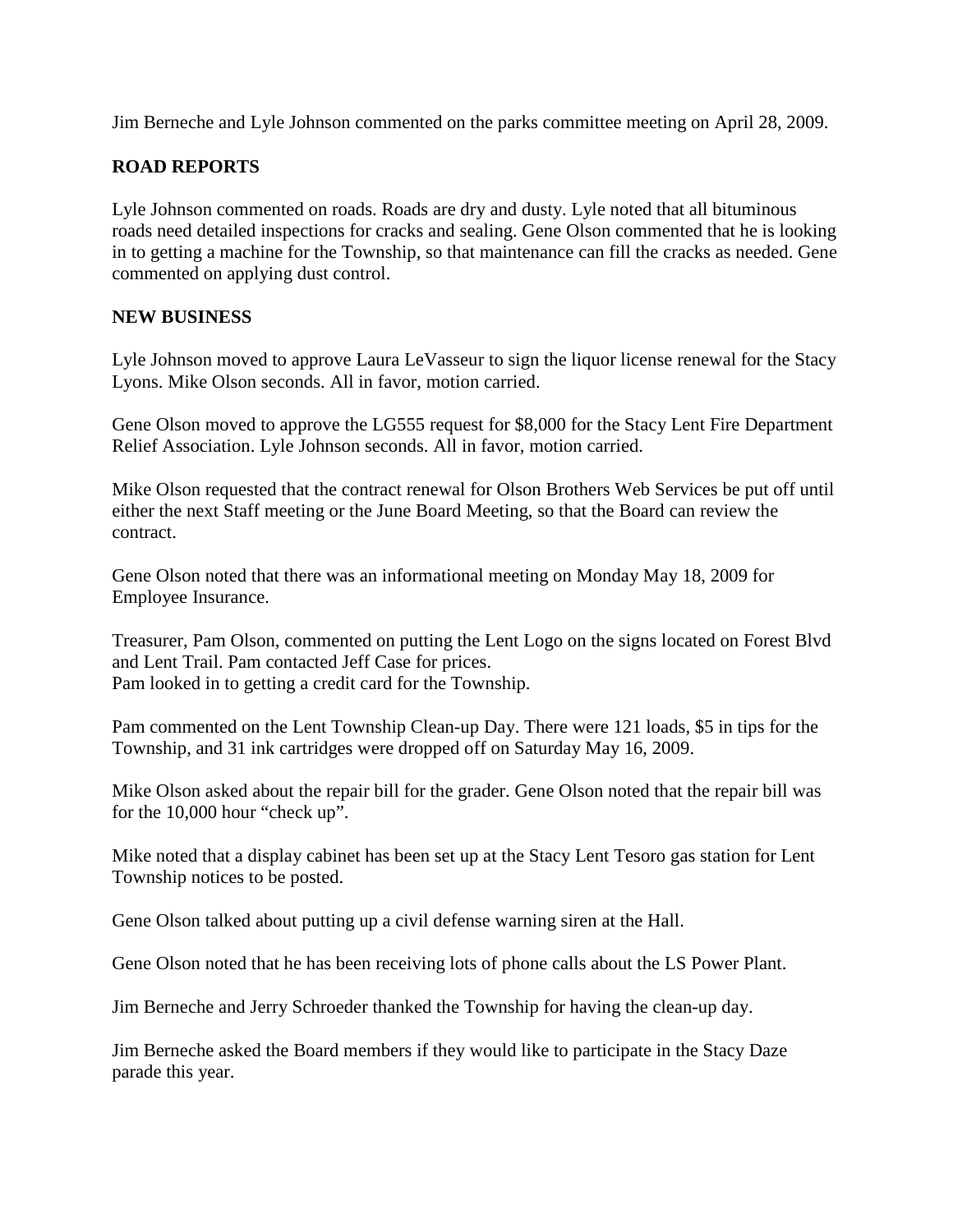Jim Berneche and Lyle Johnson commented on the parks committee meeting on April 28, 2009.

**ROAD REPORTS**

Lyle Johnson commented on roads. Roads are dry and dusty. Lyle noted that all bituminous roads need detailed inspections for cracks and sealing. Gene Olson commented that he is looking in to getting a machine for the Township, so that maintenance can fill the cracks as needed. Gene commented on applying dust control.

**NEW BUSINESS**

Lyle Johnson moved to approve Laura LeVasseur to sign the liquor license renewal for the Stacy Lyons. Mike Olson seconds. All in favor, motion carried.

Gene Olson moved to approve the LG555 request for $8,000 for the Stacy Lent Fire Department Relief Association. Lyle Johnson seconds. All in favor, motion carried.

Mike Olson requested that the contract renewal for Olson Brothers Web Services be put off until either the next Staff meeting or the June Board Meeting, so that the Board can review the contract.

Gene Olson noted that there was an informational meeting on Monday May 18, 2009 for Employee Insurance.

Treasurer, Pam Olson, commented on putting the Lent Logo on the signs located on Forest Blvd and Lent Trail. Pam contacted Jeff Case for prices.
Pam looked in to getting a credit card for the Township.

Pam commented on the Lent Township Clean-up Day. There were 121 loads, $5 in tips for the Township, and 31 ink cartridges were dropped off on Saturday May 16, 2009.

Mike Olson asked about the repair bill for the grader. Gene Olson noted that the repair bill was for the 10,000 hour "check up".

Mike noted that a display cabinet has been set up at the Stacy Lent Tesoro gas station for Lent Township notices to be posted.

Gene Olson talked about putting up a civil defense warning siren at the Hall.

Gene Olson noted that he has been receiving lots of phone calls about the LS Power Plant.

Jim Berneche and Jerry Schroeder thanked the Township for having the clean-up day.

Jim Berneche asked the Board members if they would like to participate in the Stacy Daze parade this year.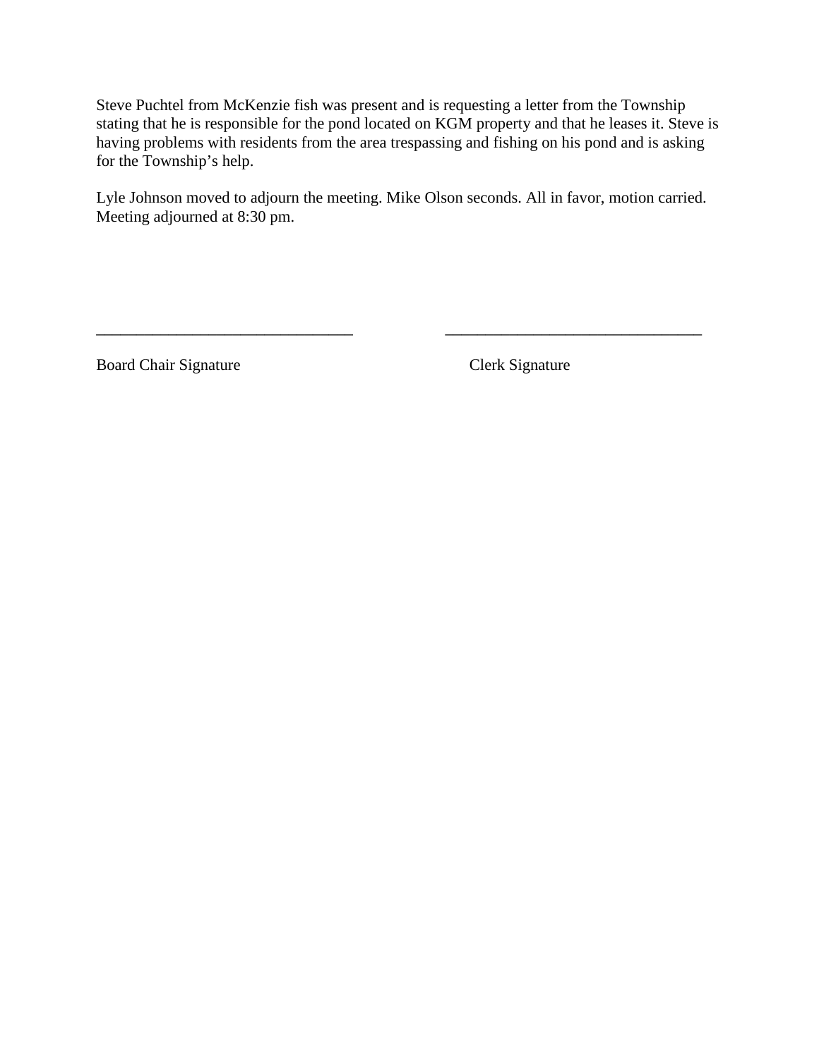Steve Puchtel from McKenzie fish was present and is requesting a letter from the Township stating that he is responsible for the pond located on KGM property and that he leases it. Steve is having problems with residents from the area trespassing and fishing on his pond and is asking for the Township's help.

Lyle Johnson moved to adjourn the meeting. Mike Olson seconds. All in favor, motion carried. Meeting adjourned at 8:30 pm.

\_\_\_\_\_\_\_\_\_\_\_\_\_\_\_\_\_\_\_\_\_\_\_\_\_\_\_\_\_\_\_\_ \_\_\_\_\_\_\_\_\_\_\_\_\_\_\_\_\_\_\_\_\_\_\_\_\_\_\_\_\_\_\_\_

Board Chair Signature Clerk Signature